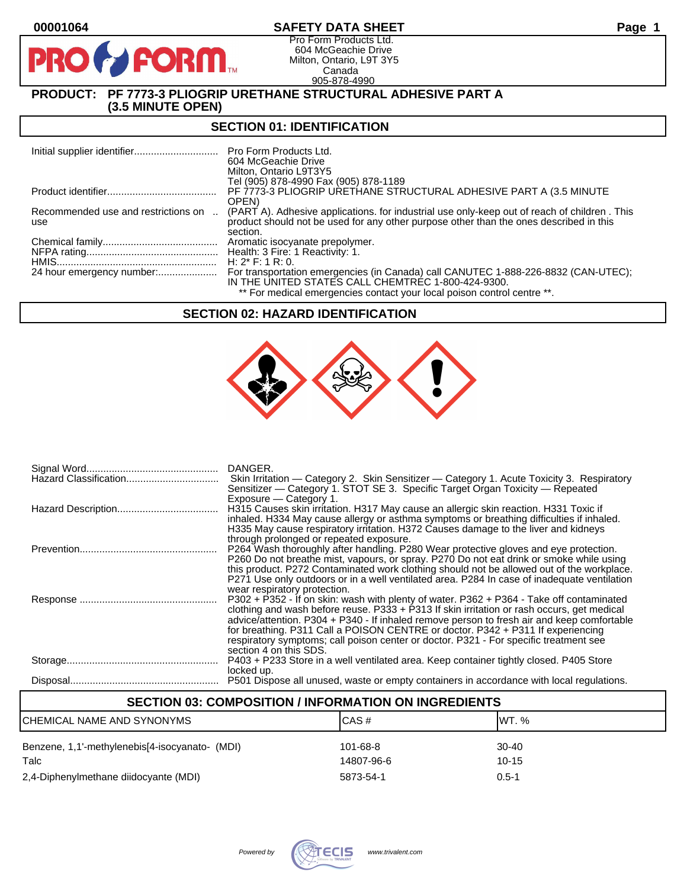00001064

# SAFETY DATA SHEET

Pro Form Products Ltd.
604 McGeachie Drive
Milton, Ontario, L9T 3Y5
Canada
905-878-4990

**PRODUCT: PF 7773-3 PLIOGRIP URETHANE STRUCTURAL ADHESIVE PART A (3.5 MINUTE OPEN)**

## SECTION 01: IDENTIFICATION

| | |
|---|---|
| Initial supplier identifier | Pro Form Products Ltd. 604 McGeachie Drive Milton, Ontario L9T3Y5 Tel (905) 878-4990 Fax (905) 878-1189 |
| Product identifier | PF 7773-3 PLIOGRIP URETHANE STRUCTURAL ADHESIVE PART A (3.5 MINUTE OPEN) |
| Recommended use and restrictions on use | (PART A). Adhesive applications. for industrial use only-keep out of reach of children . This product should not be used for any other purpose other than the ones described in this section. |
| Chemical family | Aromatic isocyanate prepolymer. |
| NFPA rating | Health: 3 Fire: 1 Reactivity: 1. |
| HMIS | H: 2* F: 1 R: 0. |
| 24 hour emergency number: | For transportation emergencies (in Canada) call CANUTEC 1-888-226-8832 (CAN-UTEC); IN THE UNITED STATES CALL CHEMTREC 1-800-424-9300. ** For medical emergencies contact your local poison control centre **. |

## SECTION 02: HAZARD IDENTIFICATION

| | |
|---|---|
| Signal Word | DANGER. |
| Hazard Classification | Skin Irritation — Category 2. Skin Sensitizer — Category 1. Acute Toxicity 3. Respiratory Sensitizer — Category 1. STOT SE 3. Specific Target Organ Toxicity — Repeated Exposure — Category 1. |
| Hazard Description | H315 Causes skin irritation. H317 May cause an allergic skin reaction. H331 Toxic if inhaled. H334 May cause allergy or asthma symptoms or breathing difficulties if inhaled. H335 May cause respiratory irritation. H372 Causes damage to the liver and kidneys through prolonged or repeated exposure. |
| Prevention | P264 Wash thoroughly after handling. P280 Wear protective gloves and eye protection. P260 Do not breathe mist, vapours, or spray. P270 Do not eat drink or smoke while using this product. P272 Contaminated work clothing should not be allowed out of the workplace. P271 Use only outdoors or in a well ventilated area. P284 In case of inadequate ventilation wear respiratory protection. |
| Response | P302 + P352 - If on skin: wash with plenty of water. P362 + P364 - Take off contaminated clothing and wash before reuse. P333 + P313 If skin irritation or rash occurs, get medical advice/attention. P304 + P340 - If inhaled remove person to fresh air and keep comfortable for breathing. P311 Call a POISON CENTRE or doctor. P342 + P311 If experiencing respiratory symptoms; call poison center or doctor. P321 - For specific treatment see section 4 on this SDS. |
| Storage | P403 + P233 Store in a well ventilated area. Keep container tightly closed. P405 Store locked up. |
| Disposal | P501 Dispose all unused, waste or empty containers in accordance with local regulations. |

## SECTION 03: COMPOSITION / INFORMATION ON INGREDIENTS

| CHEMICAL NAME AND SYNONYMS | CAS # | WT. % |
|---|---|---|
| Benzene, 1,1'-methylenebis[4-isocyanato- (MDI) | 101-68-8 | 30-40 |
| Talc | 14807-96-6 | 10-15 |
| 2,4-Diphenylmethane diidocyante (MDI) | 5873-54-1 | 0.5-1 |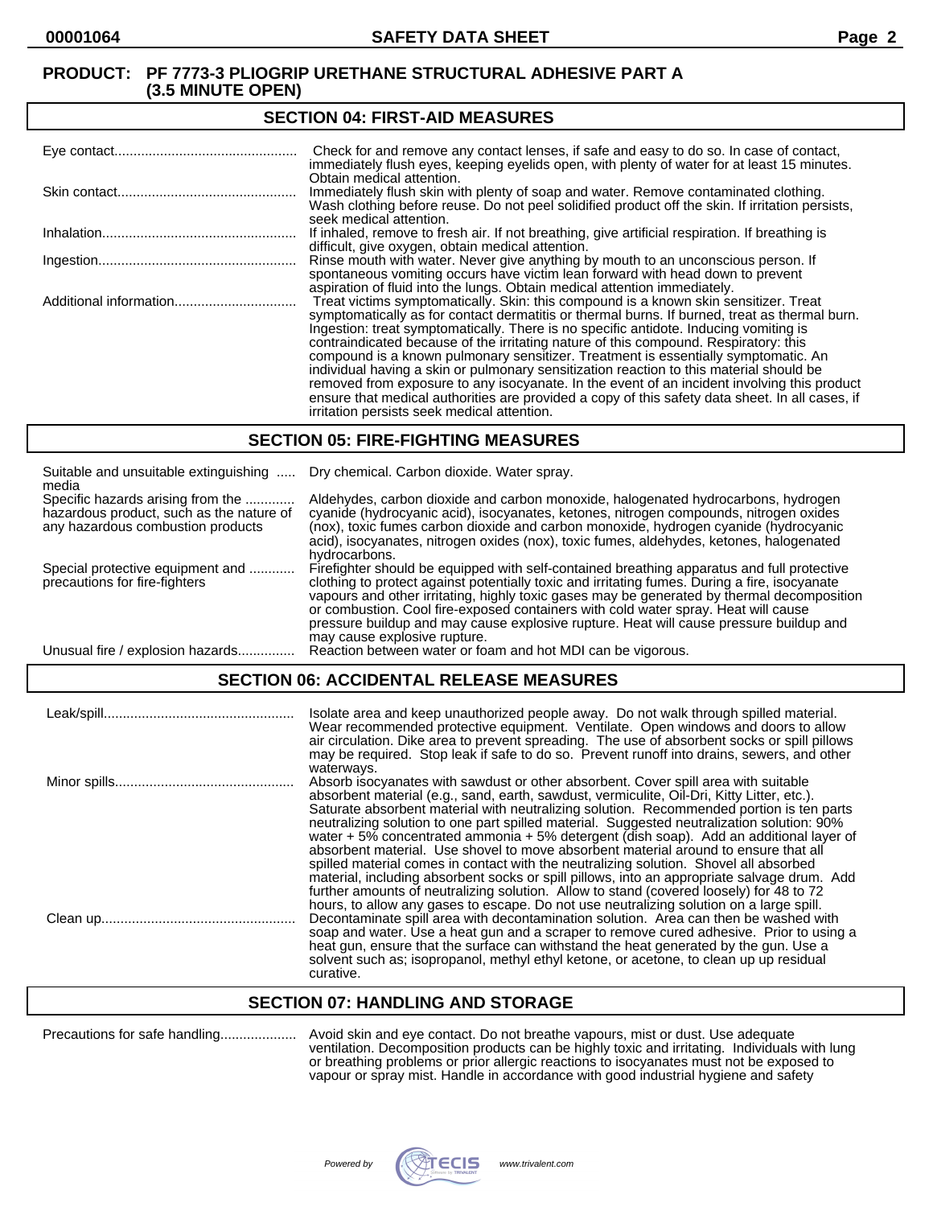**PRODUCT: PF 7773-3 PLIOGRIP URETHANE STRUCTURAL ADHESIVE PART A (3.5 MINUTE OPEN)**

## SECTION 04: FIRST-AID MEASURES

**Eye contact:** Check for and remove any contact lenses, if safe and easy to do so. In case of contact, immediately flush eyes, keeping eyelids open, with plenty of water for at least 15 minutes. Obtain medical attention.

**Skin contact:** Immediately flush skin with plenty of soap and water. Remove contaminated clothing. Wash clothing before reuse. Do not peel solidified product off the skin. If irritation persists, seek medical attention.

**Inhalation:** If inhaled, remove to fresh air. If not breathing, give artificial respiration. If breathing is difficult, give oxygen, obtain medical attention.

**Ingestion:** Rinse mouth with water. Never give anything by mouth to an unconscious person. If spontaneous vomiting occurs have victim lean forward with head down to prevent aspiration of fluid into the lungs. Obtain medical attention immediately.

**Additional information:** Treat victims symptomatically. Skin: this compound is a known skin sensitizer. Treat symptomatically as for contact dermatitis or thermal burns. If burned, treat as thermal burn. Ingestion: treat symptomatically. There is no specific antidote. Inducing vomiting is contraindicated because of the irritating nature of this compound. Respiratory: this compound is a known pulmonary sensitizer. Treatment is essentially symptomatic. An individual having a skin or pulmonary sensitization reaction to this material should be removed from exposure to any isocyanate. In the event of an incident involving this product ensure that medical authorities are provided a copy of this safety data sheet. In all cases, if irritation persists seek medical attention.

## SECTION 05: FIRE-FIGHTING MEASURES

**Suitable and unsuitable extinguishing media:** Dry chemical. Carbon dioxide. Water spray.

**Specific hazards arising from the hazardous product, such as the nature of any hazardous combustion products:** Aldehydes, carbon dioxide and carbon monoxide, halogenated hydrocarbons, hydrogen cyanide (hydrocyanic acid), isocyanates, ketones, nitrogen compounds, nitrogen oxides (nox), toxic fumes carbon dioxide and carbon monoxide, hydrogen cyanide (hydrocyanic acid), isocyanates, nitrogen oxides (nox), toxic fumes, aldehydes, ketones, halogenated hydrocarbons.

**Special protective equipment and precautions for fire-fighters:** Firefighter should be equipped with self-contained breathing apparatus and full protective clothing to protect against potentially toxic and irritating fumes. During a fire, isocyanate vapours and other irritating, highly toxic gases may be generated by thermal decomposition or combustion. Cool fire-exposed containers with cold water spray. Heat will cause pressure buildup and may cause explosive rupture. Heat will cause pressure buildup and may cause explosive rupture.

**Unusual fire / explosion hazards:** Reaction between water or foam and hot MDI can be vigorous.

## SECTION 06: ACCIDENTAL RELEASE MEASURES

**Leak/spill:** Isolate area and keep unauthorized people away. Do not walk through spilled material. Wear recommended protective equipment. Ventilate. Open windows and doors to allow air circulation. Dike area to prevent spreading. The use of absorbent socks or spill pillows may be required. Stop leak if safe to do so. Prevent runoff into drains, sewers, and other waterways.

**Minor spills:** Absorb isocyanates with sawdust or other absorbent. Cover spill area with suitable absorbent material (e.g., sand, earth, sawdust, vermiculite, Oil-Dri, Kitty Litter, etc.). Saturate absorbent material with neutralizing solution. Recommended portion is ten parts neutralizing solution to one part spilled material. Suggested neutralization solution: 90% water + 5% concentrated ammonia + 5% detergent (dish soap). Add an additional layer of absorbent material. Use shovel to move absorbent material around to ensure that all spilled material comes in contact with the neutralizing solution. Shovel all absorbed material, including absorbent socks or spill pillows, into an appropriate salvage drum. Add further amounts of neutralizing solution. Allow to stand (covered loosely) for 48 to 72 hours, to allow any gases to escape. Do not use neutralizing solution on a large spill.

**Clean up:** Decontaminate spill area with decontamination solution. Area can then be washed with soap and water. Use a heat gun and a scraper to remove cured adhesive. Prior to using a heat gun, ensure that the surface can withstand the heat generated by the gun. Use a solvent such as; isopropanol, methyl ethyl ketone, or acetone, to clean up up residual curative.

## SECTION 07: HANDLING AND STORAGE

**Precautions for safe handling:** Avoid skin and eye contact. Do not breathe vapours, mist or dust. Use adequate ventilation. Decomposition products can be highly toxic and irritating. Individuals with lung or breathing problems or prior allergic reactions to isocyanates must not be exposed to vapour or spray mist. Handle in accordance with good industrial hygiene and safety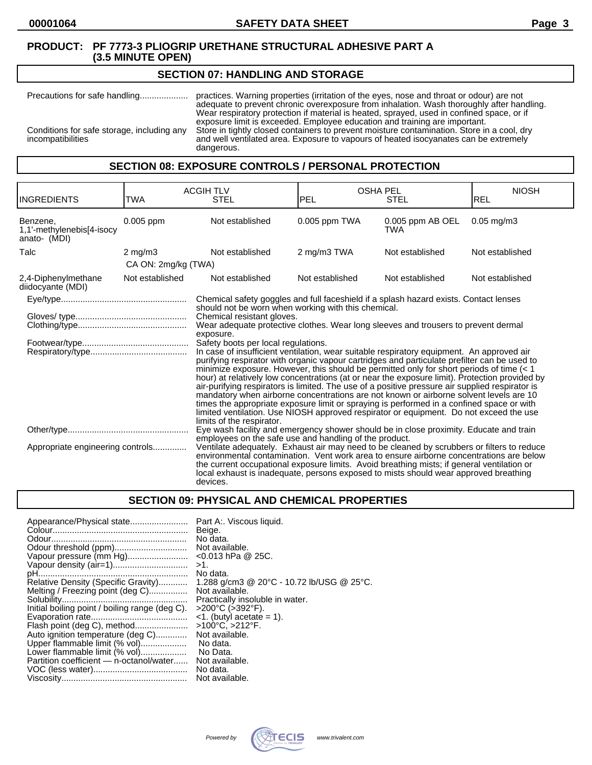**PRODUCT: PF 7773-3 PLIOGRIP URETHANE STRUCTURAL ADHESIVE PART A (3.5 MINUTE OPEN)**

## SECTION 07: HANDLING AND STORAGE

| | |
|---|---|
| Precautions for safe handling.................... | practices. Warning properties (irritation of the eyes, nose and throat or odour) are not adequate to prevent chronic overexposure from inhalation. Wash thoroughly after handling. Wear respiratory protection if material is heated, sprayed, used in confined space, or if exposure limit is exceeded. Employee education and training are important. |
| Conditions for safe storage, including any incompatibilities | Store in tightly closed containers to prevent moisture contamination. Store in a cool, dry and well ventilated area. Exposure to vapours of heated isocyanates can be extremely dangerous. |

## SECTION 08: EXPOSURE CONTROLS / PERSONAL PROTECTION

| INGREDIENTS | ACGIH TLV TWA | ACGIH TLV STEL | OSHA PEL PEL | OSHA PEL STEL | NIOSH REL |
|---|---|---|---|---|---|
| Benzene, 1,1'-methylenebis[4-isocyanato- (MDI) | 0.005 ppm | Not established | 0.005 ppm TWA | 0.005 ppm AB OEL TWA | 0.05 mg/m3 |
| Talc | 2 mg/m3 CA ON: 2mg/kg (TWA) | Not established | 2 mg/m3 TWA | Not established | Not established |
| 2,4-Diphenylmethane diidocyante (MDI) | Not established | Not established | Not established | Not established | Not established |

| | |
|---|---|
| Eye/type.................................................... | Chemical safety goggles and full faceshield if a splash hazard exists. Contact lenses should not be worn when working with this chemical. |
| Gloves/ type.............................................. | Chemical resistant gloves. |
| Clothing/type............................................. | Wear adequate protective clothes. Wear long sleeves and trousers to prevent dermal exposure. |
| Footwear/type............................................ | Safety boots per local regulations. |
| Respiratory/type........................................ | In case of insufficient ventilation, wear suitable respiratory equipment. An approved air purifying respirator with organic vapour cartridges and particulate prefilter can be used to minimize exposure. However, this should be permitted only for short periods of time (< 1 hour) at relatively low concentrations (at or near the exposure limit). Protection provided by air-purifying respirators is limited. The use of a positive pressure air supplied respirator is mandatory when airborne concentrations are not known or airborne solvent levels are 10 times the appropriate exposure limit or spraying is performed in a confined space or with limited ventilation. Use NIOSH approved respirator or equipment. Do not exceed the use limits of the respirator. |
| Other/type.................................................. | Eye wash facility and emergency shower should be in close proximity. Educate and train employees on the safe use and handling of the product. |
| Appropriate engineering controls.............. | Ventilate adequately. Exhaust air may need to be cleaned by scrubbers or filters to reduce environmental contamination. Vent work area to ensure airborne concentrations are below the current occupational exposure limits. Avoid breathing mists; if general ventilation or local exhaust is inadequate, persons exposed to mists should wear approved breathing devices. |

## SECTION 09: PHYSICAL AND CHEMICAL PROPERTIES

| | |
|---|---|
| Appearance/Physical state........................ | Part A:. Viscous liquid. |
| Colour........................................................ | Beige. |
| Odour......................................................... | No data. |
| Odour threshold (ppm).............................. | Not available. |
| Vapour pressure (mm Hg)......................... | <0.013 hPa @ 25C. |
| Vapour density (air=1).............................. | >1. |
| pH.............................................................. | No data. |
| Relative Density (Specific Gravity)............ | 1.288 g/cm3 @ 20°C - 10.72 lb/USG @ 25°C. |
| Melting / Freezing point (deg C)................ | Not available. |
| Solubility.................................................... | Practically insoluble in water. |
| Initial boiling point / boiling range (deg C). | >200°C (>392°F). |
| Evaporation rate........................................ | <1. (butyl acetate = 1). |
| Flash point (deg C), method...................... | >100°C, >212°F. |
| Auto ignition temperature (deg C)............. | Not available. |
| Upper flammable limit (% vol)................... | No data. |
| Lower flammable limit (% vol)................... | No Data. |
| Partition coefficient — n-octanol/water...... | Not available. |
| VOC (less water)....................................... | No data. |
| Viscosity.................................................... | Not available. |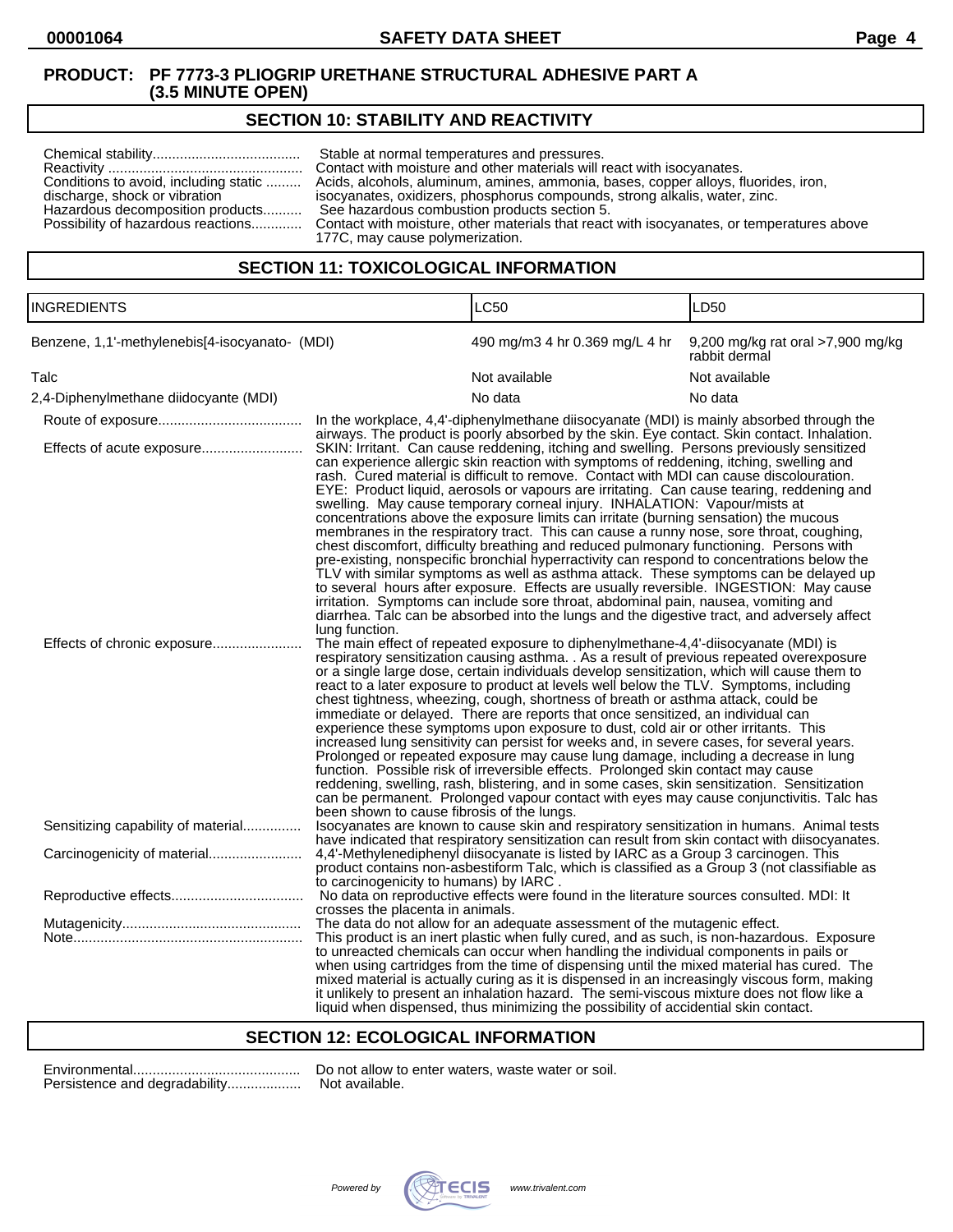**PRODUCT: PF 7773-3 PLIOGRIP URETHANE STRUCTURAL ADHESIVE PART A (3.5 MINUTE OPEN)**

## SECTION 10: STABILITY AND REACTIVITY

Chemical stability...................................... Stable at normal temperatures and pressures.

Reactivity .................................................. Contact with moisture and other materials will react with isocyanates.

Conditions to avoid, including static discharge, shock or vibration ......... Acids, alcohols, aluminum, amines, ammonia, bases, copper alloys, fluorides, iron, isocyanates, oxidizers, phosphorus compounds, strong alkalis, water, zinc.

Hazardous decomposition products.......... See hazardous combustion products section 5.

Possibility of hazardous reactions............. Contact with moisture, other materials that react with isocyanates, or temperatures above 177C, may cause polymerization.

## SECTION 11: TOXICOLOGICAL INFORMATION

| INGREDIENTS | LC50 | LD50 |
|---|---|---|
| Benzene, 1,1'-methylenebis[4-isocyanato- (MDI) | 490 mg/m3 4 hr 0.369 mg/L 4 hr | 9,200 mg/kg rat oral >7,900 mg/kg rabbit dermal |
| Talc | Not available | Not available |
| 2,4-Diphenylmethane diidocyante (MDI) | No data | No data |

Route of exposure..................................... In the workplace, 4,4'-diphenylmethane diisocyanate (MDI) is mainly absorbed through the airways. The product is poorly absorbed by the skin. Eye contact. Skin contact. Inhalation.

Effects of acute exposure.......................... SKIN: Irritant. Can cause reddening, itching and swelling. Persons previously sensitized can experience allergic skin reaction with symptoms of reddening, itching, swelling and rash. Cured material is difficult to remove. Contact with MDI can cause discolouration. EYE: Product liquid, aerosols or vapours are irritating. Can cause tearing, reddening and swelling. May cause temporary corneal injury. INHALATION: Vapour/mists at concentrations above the exposure limits can irritate (burning sensation) the mucous membranes in the respiratory tract. This can cause a runny nose, sore throat, coughing, chest discomfort, difficulty breathing and reduced pulmonary functioning. Persons with pre-existing, nonspecific bronchial hyperactivity can respond to concentrations below the TLV with similar symptoms as well as asthma attack. These symptoms can be delayed up to several hours after exposure. Effects are usually reversible. INGESTION: May cause irritation. Symptoms can include sore throat, abdominal pain, nausea, vomiting and diarrhea. Talc can be absorbed into the lungs and the digestive tract, and adversely affect lung function.

Effects of chronic exposure....................... The main effect of repeated exposure to diphenylmethane-4,4'-diisocyanate (MDI) is respiratory sensitization causing asthma. . As a result of previous repeated overexposure or a single large dose, certain individuals develop sensitization, which will cause them to react to a later exposure to product at levels well below the TLV. Symptoms, including chest tightness, wheezing, cough, shortness of breath or asthma attack, could be immediate or delayed. There are reports that once sensitized, an individual can experience these symptoms upon exposure to dust, cold air or other irritants. This increased lung sensitivity can persist for weeks and, in severe cases, for several years. Prolonged or repeated exposure may cause lung damage, including a decrease in lung function. Possible risk of irreversible effects. Prolonged skin contact may cause reddening, swelling, rash, blistering, and in some cases, skin sensitization. Sensitization can be permanent. Prolonged vapour contact with eyes may cause conjunctivitis. Talc has been shown to cause fibrosis of the lungs.

Sensitizing capability of material............... Isocyanates are known to cause skin and respiratory sensitization in humans. Animal tests have indicated that respiratory sensitization can result from skin contact with diisocyanates.

Carcinogenicity of material........................ 4,4'-Methylenediphenyl diisocyanate is listed by IARC as a Group 3 carcinogen. This product contains non-asbestiform Talc, which is classified as a Group 3 (not classifiable as to carcinogenicity to humans) by IARC .

Reproductive effects................................. No data on reproductive effects were found in the literature sources consulted. MDI: It crosses the placenta in animals.

Mutagenicity.............................................. The data do not allow for an adequate assessment of the mutagenic effect.

Note........................................................... This product is an inert plastic when fully cured, and as such, is non-hazardous. Exposure to unreacted chemicals can occur when handling the individual components in pails or when using cartridges from the time of dispensing until the mixed material has cured. The mixed material is actually curing as it is dispensed in an increasingly viscous form, making it unlikely to present an inhalation hazard. The semi-viscous mixture does not flow like a liquid when dispensed, thus minimizing the possibility of accidental skin contact.

## SECTION 12: ECOLOGICAL INFORMATION

Environmental........................................... Do not allow to enter waters, waste water or soil.

Persistence and degradability................... Not available.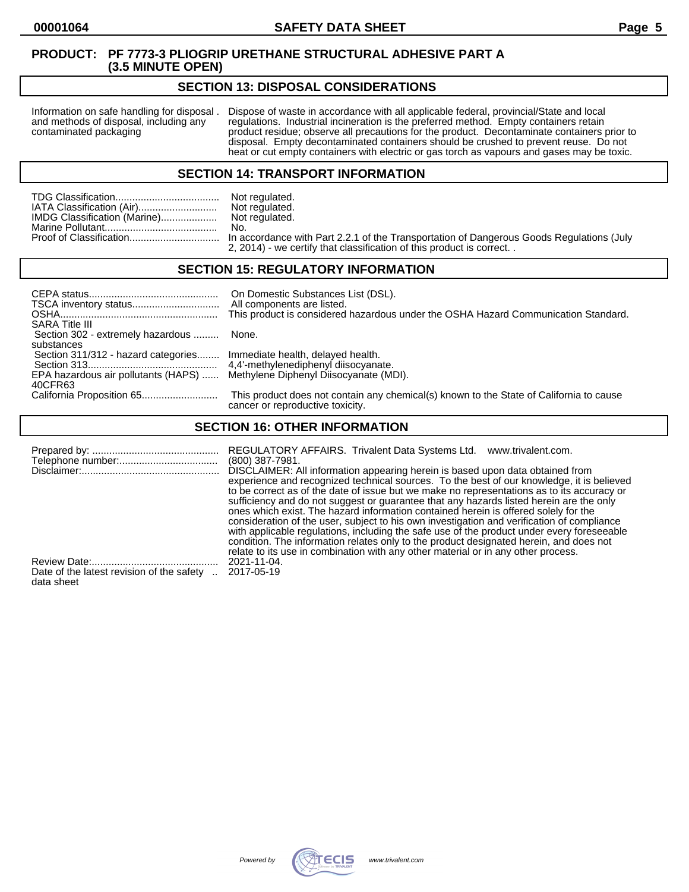**PRODUCT: PF 7773-3 PLIOGRIP URETHANE STRUCTURAL ADHESIVE PART A (3.5 MINUTE OPEN)**

## SECTION 13: DISPOSAL CONSIDERATIONS

| | |
|---|---|
| Information on safe handling for disposal and methods of disposal, including any contaminated packaging | Dispose of waste in accordance with all applicable federal, provincial/State and local regulations. Industrial incineration is the preferred method. Empty containers retain product residue; observe all precautions for the product. Decontaminate containers prior to disposal. Empty decontaminated containers should be crushed to prevent reuse. Do not heat or cut empty containers with electric or gas torch as vapours and gases may be toxic. |

## SECTION 14: TRANSPORT INFORMATION

| | |
|---|---|
| TDG Classification | Not regulated. |
| IATA Classification (Air) | Not regulated. |
| IMDG Classification (Marine) | Not regulated. |
| Marine Pollutant | No. |
| Proof of Classification | In accordance with Part 2.2.1 of the Transportation of Dangerous Goods Regulations (July 2, 2014) - we certify that classification of this product is correct. . |

## SECTION 15: REGULATORY INFORMATION

| | |
|---|---|
| CEPA status | On Domestic Substances List (DSL). |
| TSCA inventory status | All components are listed. |
| OSHA | This product is considered hazardous under the OSHA Hazard Communication Standard. |
| SARA Title III | |
| Section 302 - extremely hazardous substances | None. |
| Section 311/312 - hazard categories | Immediate health, delayed health. |
| Section 313 | 4,4'-methylenediphenyl diisocyanate. |
| EPA hazardous air pollutants (HAPS) 40CFR63 | Methylene Diphenyl Diisocyanate (MDI). |
| California Proposition 65 | This product does not contain any chemical(s) known to the State of California to cause cancer or reproductive toxicity. |

## SECTION 16: OTHER INFORMATION

| | |
|---|---|
| Prepared by: | REGULATORY AFFAIRS. Trivalent Data Systems Ltd. www.trivalent.com. |
| Telephone number: | (800) 387-7981. |
| Disclaimer: | DISCLAIMER: All information appearing herein is based upon data obtained from experience and recognized technical sources. To the best of our knowledge, it is believed to be correct as of the date of issue but we make no representations as to its accuracy or sufficiency and do not suggest or guarantee that any hazards listed herein are the only ones which exist. The hazard information contained herein is offered solely for the consideration of the user, subject to his own investigation and verification of compliance with applicable regulations, including the safe use of the product under every foreseeable condition. The information relates only to the product designated herein, and does not relate to its use in combination with any other material or in any other process. |
| Review Date: | 2021-11-04. |
| Date of the latest revision of the safety data sheet | 2017-05-19 |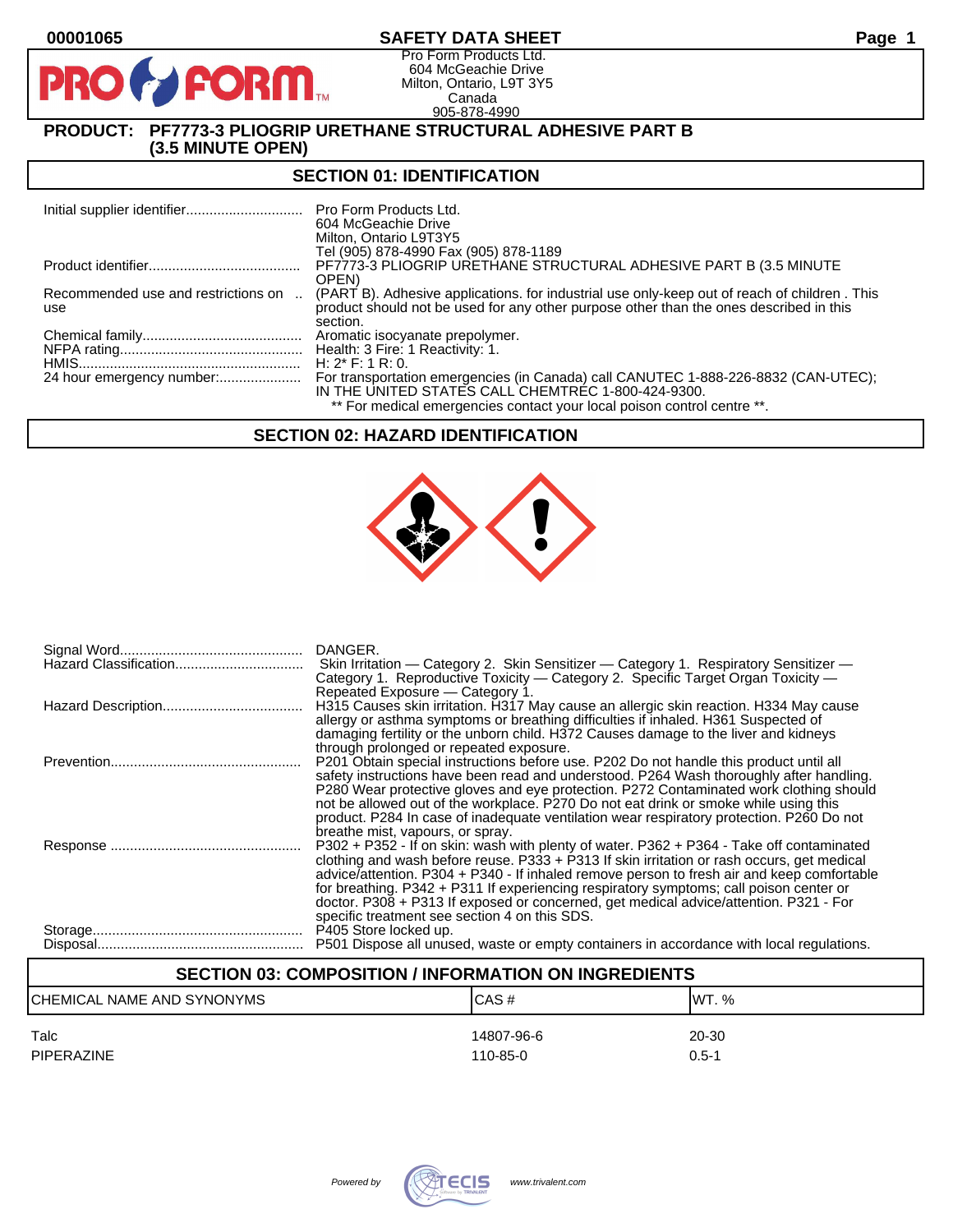00001065 **SAFETY DATA SHEET**

Pro Form Products Ltd.
604 McGeachie Drive
Milton, Ontario, L9T 3Y5
Canada
905-878-4990

**PRODUCT: PF7773-3 PLIOGRIP URETHANE STRUCTURAL ADHESIVE PART B (3.5 MINUTE OPEN)**

## SECTION 01: IDENTIFICATION

| | |
|---|---|
| Initial supplier identifier | Pro Form Products Ltd.<br>604 McGeachie Drive<br>Milton, Ontario L9T3Y5<br>Tel (905) 878-4990 Fax (905) 878-1189 |
| Product identifier | PF7773-3 PLIOGRIP URETHANE STRUCTURAL ADHESIVE PART B (3.5 MINUTE OPEN) |
| Recommended use and restrictions on use | (PART B). Adhesive applications. for industrial use only-keep out of reach of children . This product should not be used for any other purpose other than the ones described in this section. |
| Chemical family | Aromatic isocyanate prepolymer. |
| NFPA rating | Health: 3 Fire: 1 Reactivity: 1. |
| HMIS | H: 2* F: 1 R: 0. |
| 24 hour emergency number: | For transportation emergencies (in Canada) call CANUTEC 1-888-226-8832 (CAN-UTEC); IN THE UNITED STATES CALL CHEMTREC 1-800-424-9300.<br>** For medical emergencies contact your local poison control centre **. |

## SECTION 02: HAZARD IDENTIFICATION

| | |
|---|---|
| Signal Word | DANGER. |
| Hazard Classification | Skin Irritation — Category 2. Skin Sensitizer — Category 1. Respiratory Sensitizer — Category 1. Reproductive Toxicity — Category 2. Specific Target Organ Toxicity — Repeated Exposure — Category 1. |
| Hazard Description | H315 Causes skin irritation. H317 May cause an allergic skin reaction. H334 May cause allergy or asthma symptoms or breathing difficulties if inhaled. H361 Suspected of damaging fertility or the unborn child. H372 Causes damage to the liver and kidneys through prolonged or repeated exposure. |
| Prevention | P201 Obtain special instructions before use. P202 Do not handle this product until all safety instructions have been read and understood. P264 Wash thoroughly after handling. P280 Wear protective gloves and eye protection. P272 Contaminated work clothing should not be allowed out of the workplace. P270 Do not eat drink or smoke while using this product. P284 In case of inadequate ventilation wear respiratory protection. P260 Do not breathe mist, vapours, or spray. |
| Response | P302 + P352 - If on skin: wash with plenty of water. P362 + P364 - Take off contaminated clothing and wash before reuse. P333 + P313 If skin irritation or rash occurs, get medical advice/attention. P304 + P340 - If inhaled remove person to fresh air and keep comfortable for breathing. P342 + P311 If experiencing respiratory symptoms; call poison center or doctor. P308 + P313 If exposed or concerned, get medical advice/attention. P321 - For specific treatment see section 4 on this SDS. |
| Storage | P405 Store locked up. |
| Disposal | P501 Dispose all unused, waste or empty containers in accordance with local regulations. |

## SECTION 03: COMPOSITION / INFORMATION ON INGREDIENTS

| CHEMICAL NAME AND SYNONYMS | CAS # | WT. % |
|---|---|---|
| Talc | 14807-96-6 | 20-30 |
| PIPERAZINE | 110-85-0 | 0.5-1 |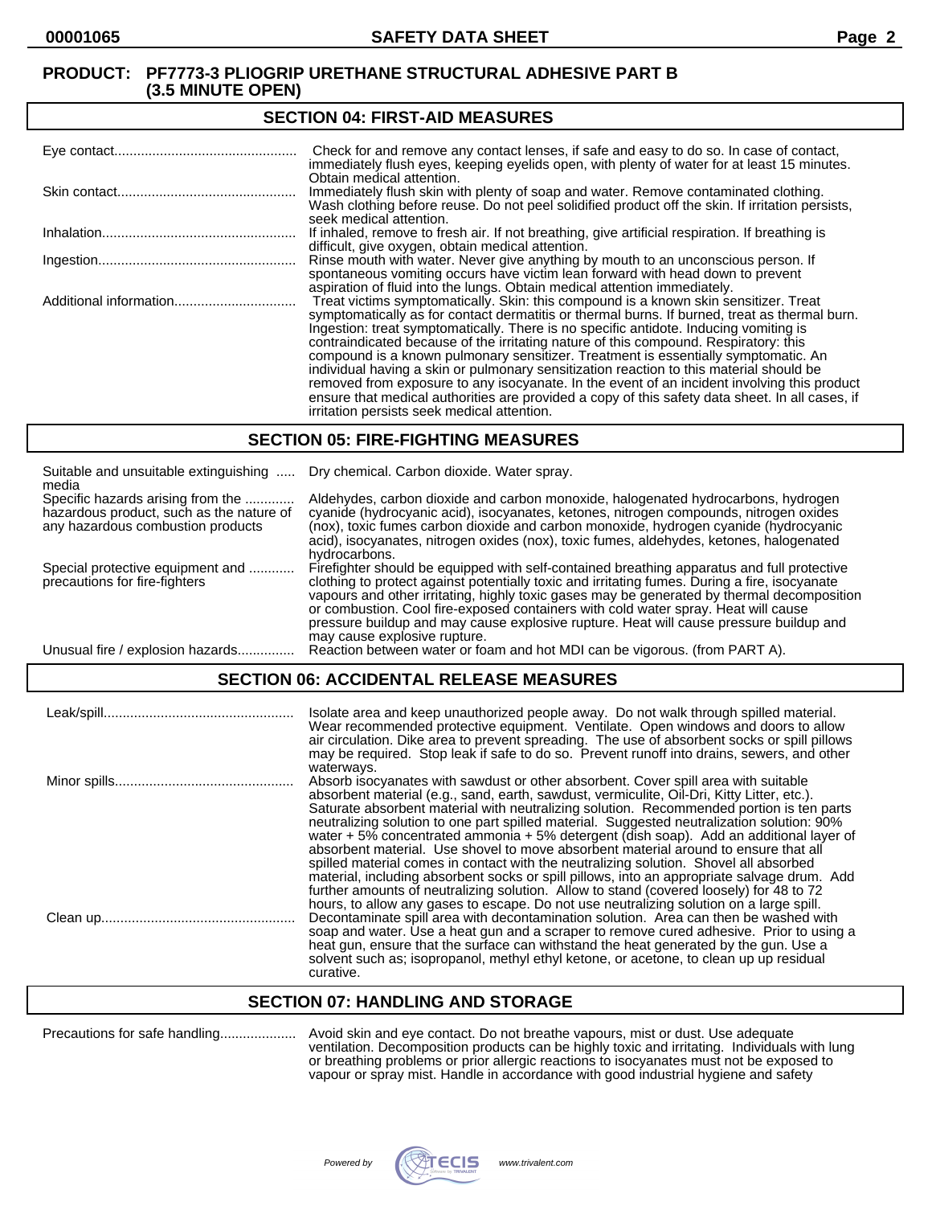**PRODUCT: PF7773-3 PLIOGRIP URETHANE STRUCTURAL ADHESIVE PART B (3.5 MINUTE OPEN)**

## SECTION 04: FIRST-AID MEASURES

| | |
|---|---|
| Eye contact | Check for and remove any contact lenses, if safe and easy to do so. In case of contact, immediately flush eyes, keeping eyelids open, with plenty of water for at least 15 minutes. Obtain medical attention. |
| Skin contact | Immediately flush skin with plenty of soap and water. Remove contaminated clothing. Wash clothing before reuse. Do not peel solidified product off the skin. If irritation persists, seek medical attention. |
| Inhalation | If inhaled, remove to fresh air. If not breathing, give artificial respiration. If breathing is difficult, give oxygen, obtain medical attention. |
| Ingestion | Rinse mouth with water. Never give anything by mouth to an unconscious person. If spontaneous vomiting occurs have victim lean forward with head down to prevent aspiration of fluid into the lungs. Obtain medical attention immediately. |
| Additional information | Treat victims symptomatically. Skin: this compound is a known skin sensitizer. Treat symptomatically as for contact dermatitis or thermal burns. If burned, treat as thermal burn. Ingestion: treat symptomatically. There is no specific antidote. Inducing vomiting is contraindicated because of the irritating nature of this compound. Respiratory: this compound is a known pulmonary sensitizer. Treatment is essentially symptomatic. An individual having a skin or pulmonary sensitization reaction to this material should be removed from exposure to any isocyanate. In the event of an incident involving this product ensure that medical authorities are provided a copy of this safety data sheet. In all cases, if irritation persists seek medical attention. |

## SECTION 05: FIRE-FIGHTING MEASURES

| | |
|---|---|
| Suitable and unsuitable extinguishing media | Dry chemical. Carbon dioxide. Water spray. |
| Specific hazards arising from the hazardous product, such as the nature of any hazardous combustion products | Aldehydes, carbon dioxide and carbon monoxide, halogenated hydrocarbons, hydrogen cyanide (hydrocyanic acid), isocyanates, ketones, nitrogen compounds, nitrogen oxides (nox), toxic fumes carbon dioxide and carbon monoxide, hydrogen cyanide (hydrocyanic acid), isocyanates, nitrogen oxides (nox), toxic fumes, aldehydes, ketones, halogenated hydrocarbons. |
| Special protective equipment and precautions for fire-fighters | Firefighter should be equipped with self-contained breathing apparatus and full protective clothing to protect against potentially toxic and irritating fumes. During a fire, isocyanate vapours and other irritating, highly toxic gases may be generated by thermal decomposition or combustion. Cool fire-exposed containers with cold water spray. Heat will cause pressure buildup and may cause explosive rupture. Heat will cause pressure buildup and may cause explosive rupture. |
| Unusual fire / explosion hazards | Reaction between water or foam and hot MDI can be vigorous. (from PART A). |

## SECTION 06: ACCIDENTAL RELEASE MEASURES

| | |
|---|---|
| Leak/spill | Isolate area and keep unauthorized people away. Do not walk through spilled material. Wear recommended protective equipment. Ventilate. Open windows and doors to allow air circulation. Dike area to prevent spreading. The use of absorbent socks or spill pillows may be required. Stop leak if safe to do so. Prevent runoff into drains, sewers, and other waterways. |
| Minor spills | Absorb isocyanates with sawdust or other absorbent. Cover spill area with suitable absorbent material (e.g., sand, earth, sawdust, vermiculite, Oil-Dri, Kitty Litter, etc.). Saturate absorbent material with neutralizing solution. Recommended portion is ten parts neutralizing solution to one part spilled material. Suggested neutralization solution: 90% water + 5% concentrated ammonia + 5% detergent (dish soap). Add an additional layer of absorbent material. Use shovel to move absorbent material around to ensure that all spilled material comes in contact with the neutralizing solution. Shovel all absorbed material, including absorbent socks or spill pillows, into an appropriate salvage drum. Add further amounts of neutralizing solution. Allow to stand (covered loosely) for 48 to 72 hours, to allow any gases to escape. Do not use neutralizing solution on a large spill. |
| Clean up | Decontaminate spill area with decontamination solution. Area can then be washed with soap and water. Use a heat gun and a scraper to remove cured adhesive. Prior to using a heat gun, ensure that the surface can withstand the heat generated by the gun. Use a solvent such as; isopropanol, methyl ethyl ketone, or acetone, to clean up up residual curative. |

## SECTION 07: HANDLING AND STORAGE

| | |
|---|---|
| Precautions for safe handling | Avoid skin and eye contact. Do not breathe vapours, mist or dust. Use adequate ventilation. Decomposition products can be highly toxic and irritating. Individuals with lung or breathing problems or prior allergic reactions to isocyanates must not be exposed to vapour or spray mist. Handle in accordance with good industrial hygiene and safety |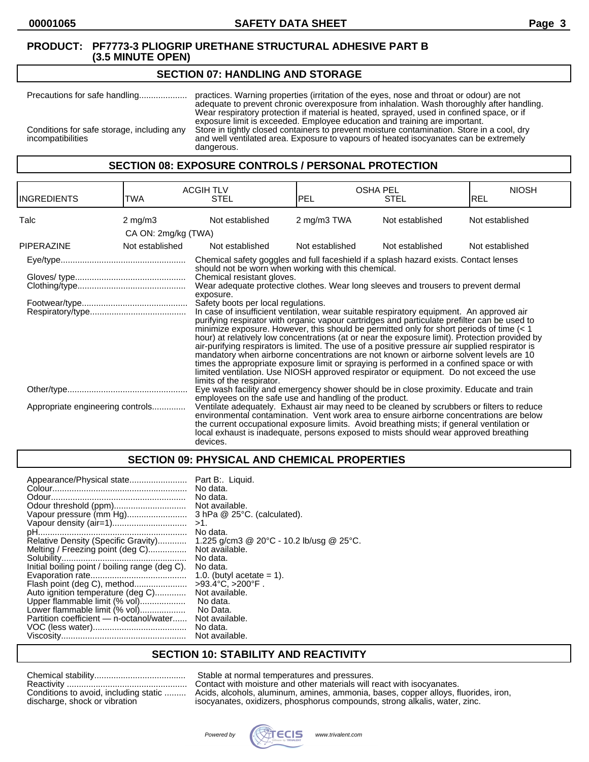**PRODUCT: PF7773-3 PLIOGRIP URETHANE STRUCTURAL ADHESIVE PART B (3.5 MINUTE OPEN)**

## SECTION 07: HANDLING AND STORAGE

Precautions for safe handling.................... practices. Warning properties (irritation of the eyes, nose and throat or odour) are not adequate to prevent chronic overexposure from inhalation. Wash thoroughly after handling. Wear respiratory protection if material is heated, sprayed, used in confined space, or if exposure limit is exceeded. Employee education and training are important.

Conditions for safe storage, including any incompatibilities: Store in tightly closed containers to prevent moisture contamination. Store in a cool, dry and well ventilated area. Exposure to vapours of heated isocyanates can be extremely dangerous.

## SECTION 08: EXPOSURE CONTROLS / PERSONAL PROTECTION

| INGREDIENTS | ACGIH TLV TWA | ACGIH TLV STEL | OSHA PEL PEL | OSHA PEL STEL | NIOSH REL |
|---|---|---|---|---|---|
| Talc | 2 mg/m3<br>CA ON: 2mg/kg (TWA) | Not established | 2 mg/m3 TWA | Not established | Not established |
| PIPERAZINE | Not established | Not established | Not established | Not established | Not established |

Eye/type.................................................... Chemical safety goggles and full faceshield if a splash hazard exists. Contact lenses should not be worn when working with this chemical.

Gloves/ type............................................. Chemical resistant gloves.

Clothing/type............................................ Wear adequate protective clothes. Wear long sleeves and trousers to prevent dermal exposure.

Footwear/type........................................... Safety boots per local regulations.

Respiratory/type....................................... In case of insufficient ventilation, wear suitable respiratory equipment. An approved air purifying respirator with organic vapour cartridges and particulate prefilter can be used to minimize exposure. However, this should be permitted only for short periods of time (< 1 hour) at relatively low concentrations (at or near the exposure limit). Protection provided by air-purifying respirators is limited. The use of a positive pressure air supplied respirator is mandatory when airborne concentrations are not known or airborne solvent levels are 10 times the appropriate exposure limit or spraying is performed in a confined space or with limited ventilation. Use NIOSH approved respirator or equipment. Do not exceed the use limits of the respirator.

Other/type.................................................. Eye wash facility and emergency shower should be in close proximity. Educate and train employees on the safe use and handling of the product.

Appropriate engineering controls............. Ventilate adequately. Exhaust air may need to be cleaned by scrubbers or filters to reduce environmental contamination. Vent work area to ensure airborne concentrations are below the current occupational exposure limits. Avoid breathing mists; if general ventilation or local exhaust is inadequate, persons exposed to mists should wear approved breathing devices.

## SECTION 09: PHYSICAL AND CHEMICAL PROPERTIES

| Property | Value |
|---|---|
| Appearance/Physical state | Part B:. Liquid. |
| Colour | No data. |
| Odour | No data. |
| Odour threshold (ppm) | Not available. |
| Vapour pressure (mm Hg) | 3 hPa @ 25°C. (calculated). |
| Vapour density (air=1) | >1. |
| pH | No data. |
| Relative Density (Specific Gravity) | 1.225 g/cm3 @ 20°C - 10.2 lb/usg @ 25°C. |
| Melting / Freezing point (deg C) | Not available. |
| Solubility | No data. |
| Initial boiling point / boiling range (deg C). | No data. |
| Evaporation rate | 1.0. (butyl acetate = 1). |
| Flash point (deg C), method | >93.4°C, >200°F . |
| Auto ignition temperature (deg C) | Not available. |
| Upper flammable limit (% vol) | No data. |
| Lower flammable limit (% vol) | No Data. |
| Partition coefficient — n-octanol/water | Not available. |
| VOC (less water) | No data. |
| Viscosity | Not available. |

## SECTION 10: STABILITY AND REACTIVITY

Chemical stability...................................... Stable at normal temperatures and pressures.

Reactivity .................................................. Contact with moisture and other materials will react with isocyanates.

Conditions to avoid, including static discharge, shock or vibration ......... Acids, alcohols, aluminum, amines, ammonia, bases, copper alloys, fluorides, iron, isocyanates, oxidizers, phosphorus compounds, strong alkalis, water, zinc.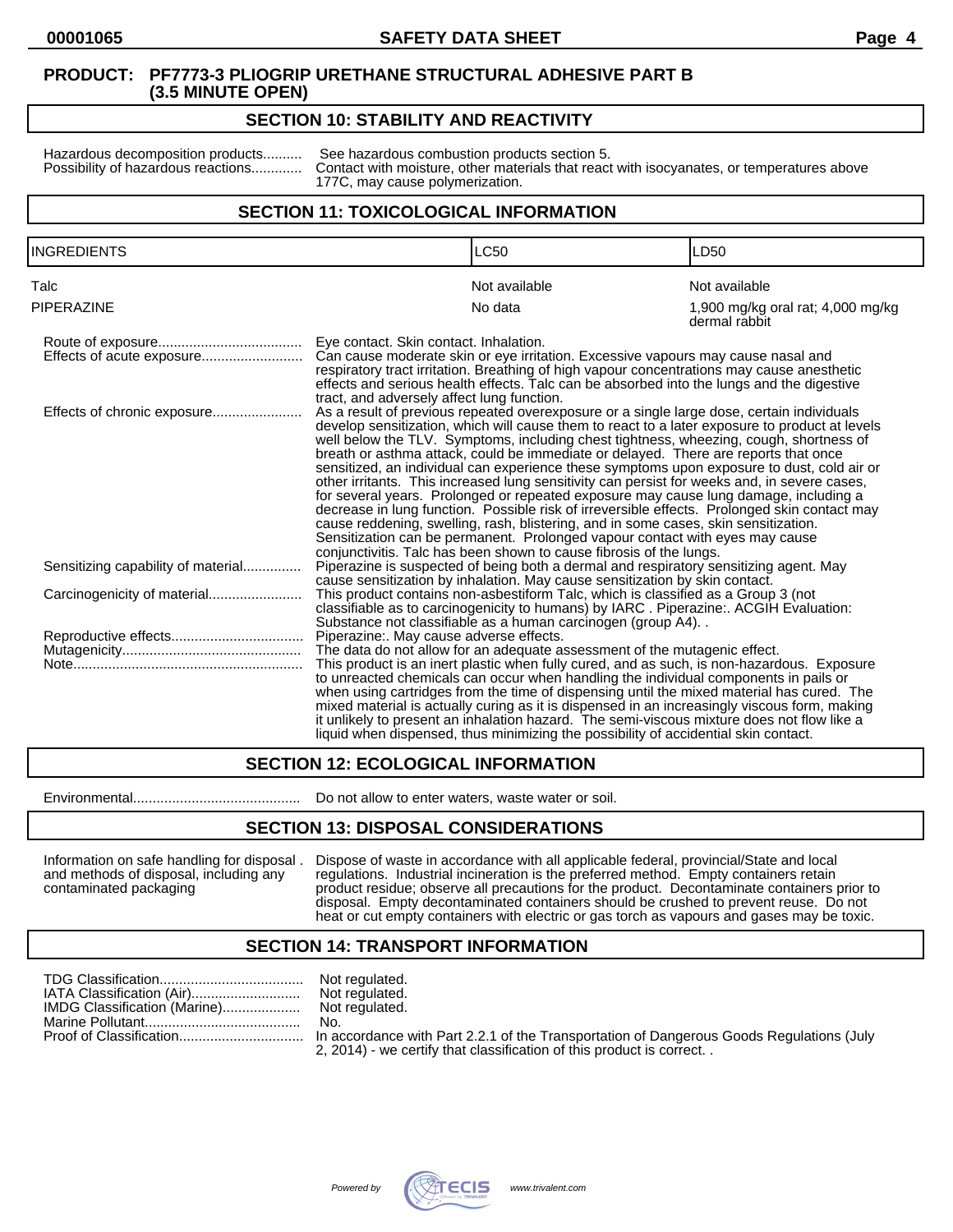**PRODUCT: PF7773-3 PLIOGRIP URETHANE STRUCTURAL ADHESIVE PART B (3.5 MINUTE OPEN)**

## SECTION 10: STABILITY AND REACTIVITY

Hazardous decomposition products.......... See hazardous combustion products section 5.

Possibility of hazardous reactions............. Contact with moisture, other materials that react with isocyanates, or temperatures above 177C, may cause polymerization.

## SECTION 11: TOXICOLOGICAL INFORMATION

| INGREDIENTS | LC50 | LD50 |
|---|---|---|
| Talc | Not available | Not available |
| PIPERAZINE | No data | 1,900 mg/kg oral rat; 4,000 mg/kg dermal rabbit |

Route of exposure..................................... Eye contact. Skin contact. Inhalation.

Effects of acute exposure.......................... Can cause moderate skin or eye irritation. Excessive vapours may cause nasal and respiratory tract irritation. Breathing of high vapour concentrations may cause anesthetic effects and serious health effects. Talc can be absorbed into the lungs and the digestive tract, and adversely affect lung function.

Effects of chronic exposure....................... As a result of previous repeated overexposure or a single large dose, certain individuals develop sensitization, which will cause them to react to a later exposure to product at levels well below the TLV. Symptoms, including chest tightness, wheezing, cough, shortness of breath or asthma attack, could be immediate or delayed. There are reports that once sensitized, an individual can experience these symptoms upon exposure to dust, cold air or other irritants. This increased lung sensitivity can persist for weeks and, in severe cases, for several years. Prolonged or repeated exposure may cause lung damage, including a decrease in lung function. Possible risk of irreversible effects. Prolonged skin contact may cause reddening, swelling, rash, blistering, and in some cases, skin sensitization. Sensitization can be permanent. Prolonged vapour contact with eyes may cause conjunctivitis. Talc has been shown to cause fibrosis of the lungs.

Sensitizing capability of material............... Piperazine is suspected of being both a dermal and respiratory sensitizing agent. May cause sensitization by inhalation. May cause sensitization by skin contact.

Carcinogenicity of material........................ This product contains non-asbestiform Talc, which is classified as a Group 3 (not classifiable as to carcinogenicity to humans) by IARC . Piperazine:. ACGIH Evaluation: Substance not classifiable as a human carcinogen (group A4). .

Reproductive effects.................................. Piperazine:. May cause adverse effects.

Mutagenicity.............................................. The data do not allow for an adequate assessment of the mutagenic effect.

Note.......................................................... This product is an inert plastic when fully cured, and as such, is non-hazardous. Exposure to unreacted chemicals can occur when handling the individual components in pails or when using cartridges from the time of dispensing until the mixed material has cured. The mixed material is actually curing as it is dispensed in an increasingly viscous form, making it unlikely to present an inhalation hazard. The semi-viscous mixture does not flow like a liquid when dispensed, thus minimizing the possibility of accidental skin contact.

## SECTION 12: ECOLOGICAL INFORMATION

Environmental........................................... Do not allow to enter waters, waste water or soil.

## SECTION 13: DISPOSAL CONSIDERATIONS

Information on safe handling for disposal . and methods of disposal, including any contaminated packaging — Dispose of waste in accordance with all applicable federal, provincial/State and local regulations. Industrial incineration is the preferred method. Empty containers retain product residue; observe all precautions for the product. Decontaminate containers prior to disposal. Empty decontaminated containers should be crushed to prevent reuse. Do not heat or cut empty containers with electric or gas torch as vapours and gases may be toxic.

## SECTION 14: TRANSPORT INFORMATION

TDG Classification..................................... Not regulated.

IATA Classification (Air)............................ Not regulated.

IMDG Classification (Marine).................... Not regulated.

Marine Pollutant........................................ No.

Proof of Classification................................ In accordance with Part 2.2.1 of the Transportation of Dangerous Goods Regulations (July 2, 2014) - we certify that classification of this product is correct. .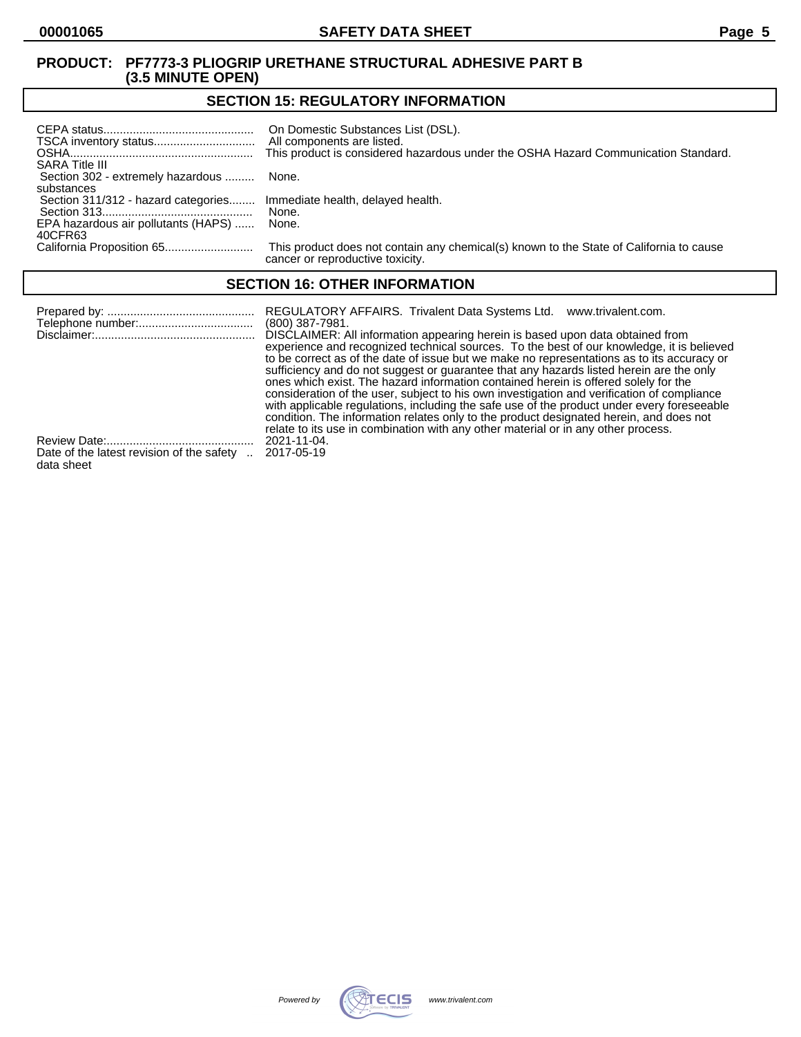**PRODUCT: PF7773-3 PLIOGRIP URETHANE STRUCTURAL ADHESIVE PART B (3.5 MINUTE OPEN)**

## SECTION 15: REGULATORY INFORMATION

| | |
|---|---|
| CEPA status | On Domestic Substances List (DSL). |
| TSCA inventory status | All components are listed. |
| OSHA | This product is considered hazardous under the OSHA Hazard Communication Standard. |
| SARA Title III | |
| Section 302 - extremely hazardous substances | None. |
| Section 311/312 - hazard categories | Immediate health, delayed health. |
| Section 313 | None. |
| EPA hazardous air pollutants (HAPS) 40CFR63 | None. |
| California Proposition 65 | This product does not contain any chemical(s) known to the State of California to cause cancer or reproductive toxicity. |

## SECTION 16: OTHER INFORMATION

| | |
|---|---|
| Prepared by: | REGULATORY AFFAIRS. Trivalent Data Systems Ltd. www.trivalent.com. |
| Telephone number: | (800) 387-7981. |
| Disclaimer: | DISCLAIMER: All information appearing herein is based upon data obtained from experience and recognized technical sources. To the best of our knowledge, it is believed to be correct as of the date of issue but we make no representations as to its accuracy or sufficiency and do not suggest or guarantee that any hazards listed herein are the only ones which exist. The hazard information contained herein is offered solely for the consideration of the user, subject to his own investigation and verification of compliance with applicable regulations, including the safe use of the product under every foreseeable condition. The information relates only to the product designated herein, and does not relate to its use in combination with any other material or in any other process. |
| Review Date: | 2021-11-04. |
| Date of the latest revision of the safety data sheet | 2017-05-19 |